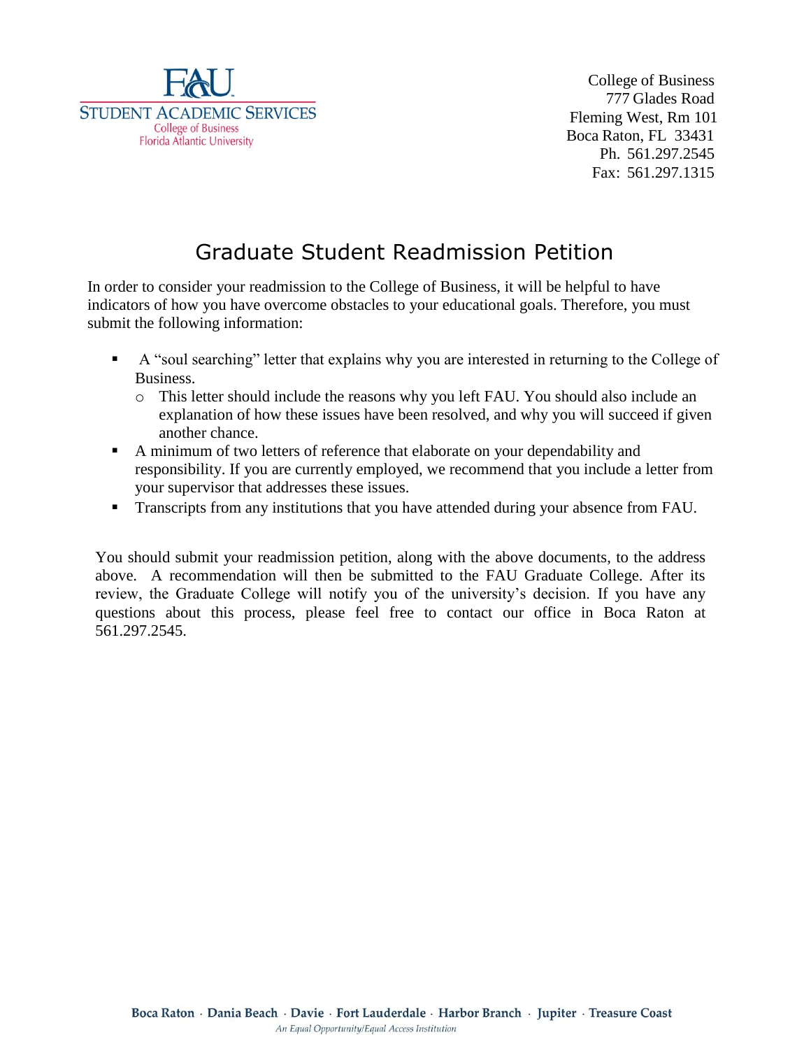FAU
STUDENT ACADEMIC SERVICES
College of Business
Florida Atlantic University

College of Business
777 Glades Road
Fleming West, Rm 101
Boca Raton, FL 33431
Ph. 561.297.2545
Fax: 561.297.1315

# Graduate Student Readmission Petition

In order to consider your readmission to the College of Business, it will be helpful to have indicators of how you have overcome obstacles to your educational goals. Therefore, you must submit the following information:

- A "soul searching" letter that explains why you are interested in returning to the College of Business.
  - This letter should include the reasons why you left FAU. You should also include an explanation of how these issues have been resolved, and why you will succeed if given another chance.
- A minimum of two letters of reference that elaborate on your dependability and responsibility. If you are currently employed, we recommend that you include a letter from your supervisor that addresses these issues.
- Transcripts from any institutions that you have attended during your absence from FAU.

You should submit your readmission petition, along with the above documents, to the address above. A recommendation will then be submitted to the FAU Graduate College. After its review, the Graduate College will notify you of the university's decision. If you have any questions about this process, please feel free to contact our office in Boca Raton at 561.297.2545.

Boca Raton · Dania Beach · Davie · Fort Lauderdale · Harbor Branch · Jupiter · Treasure Coast

*An Equal Opportunity/Equal Access Institution*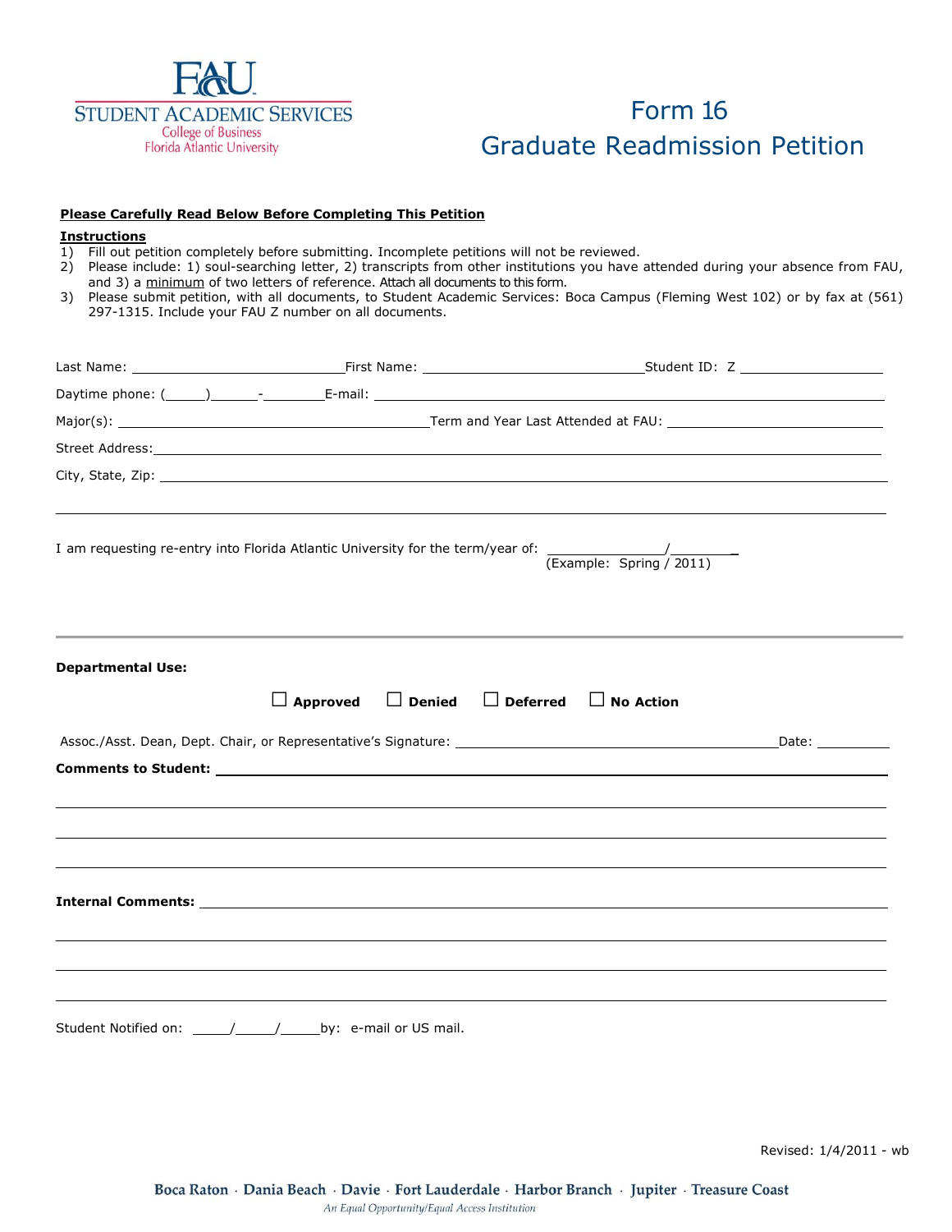FAU
STUDENT ACADEMIC SERVICES
College of Business
Florida Atlantic University

# Form 16
# Graduate Readmission Petition

**Please Carefully Read Below Before Completing This Petition**

**Instructions**

1) Fill out petition completely before submitting. Incomplete petitions will not be reviewed.
2) Please include: 1) soul-searching letter, 2) transcripts from other institutions you have attended during your absence from FAU, and 3) a minimum of two letters of reference. Attach all documents to this form.
3) Please submit petition, with all documents, to Student Academic Services: Boca Campus (Fleming West 102) or by fax at (561) 297-1315. Include your FAU Z number on all documents.

Last Name: ______________________ First Name: ______________________ Student ID: Z ______________

Daytime phone: (____)______-________ E-mail: ______________________________________________

Major(s): ______________________________ Term and Year Last Attended at FAU: ______________________

Street Address: ______________________________________________________________________

City, State, Zip: ______________________________________________________________________

I am requesting re-entry into Florida Atlantic University for the term/year of: ____________/________
(Example: Spring / 2011)

---

**Departmental Use:**

☐ **Approved** ☐ **Denied** ☐ **Deferred** ☐ **No Action**

Assoc./Asst. Dean, Dept. Chair, or Representative's Signature: ______________________________ Date: __________

**Comments to Student:** ______________________________________________________________

______________________________________________________________________________

______________________________________________________________________________

______________________________________________________________________________

**Internal Comments:** ________________________________________________________________

______________________________________________________________________________

______________________________________________________________________________

______________________________________________________________________________

Student Notified on: _____/_____/_____by: e-mail or US mail.

Revised: 1/4/2011 - wb

Boca Raton · Dania Beach · Davie · Fort Lauderdale · Harbor Branch · Jupiter · Treasure Coast
*An Equal Opportunity/Equal Access Institution*